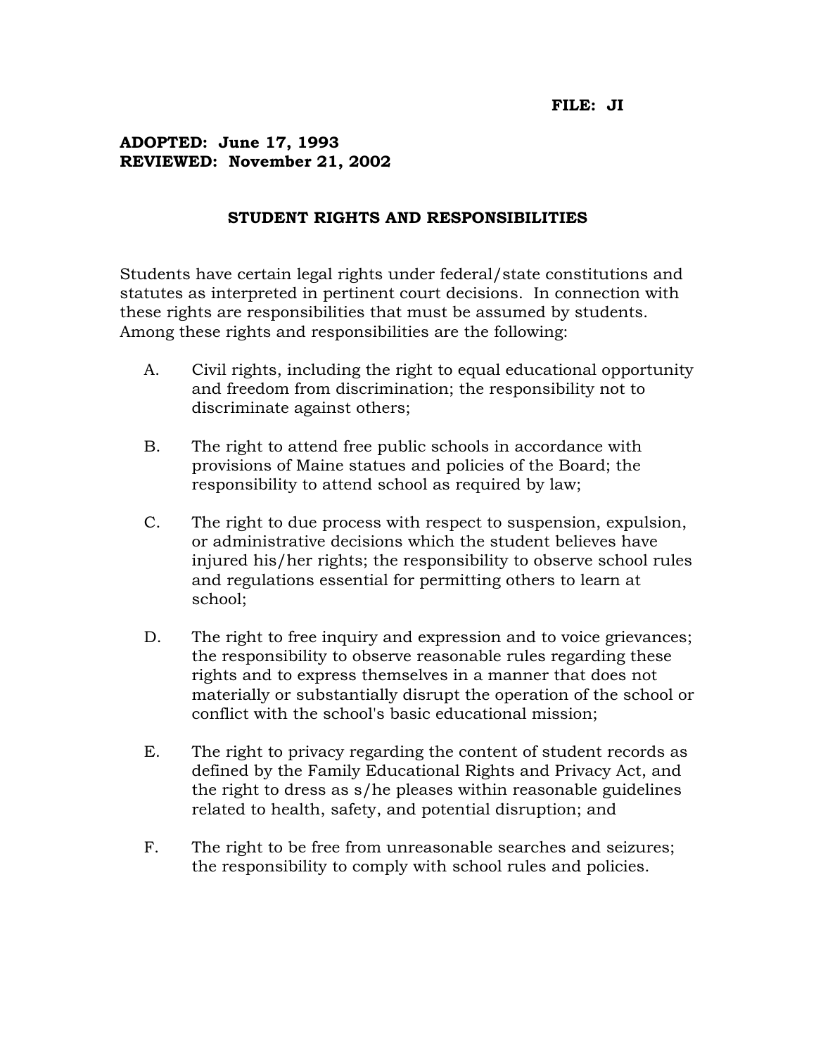**FILE: JI**

**ADOPTED: June 17, 1993**
**REVIEWED: November 21, 2002**

## STUDENT RIGHTS AND RESPONSIBILITIES

Students have certain legal rights under federal/state constitutions and statutes as interpreted in pertinent court decisions. In connection with these rights are responsibilities that must be assumed by students. Among these rights and responsibilities are the following:

A. Civil rights, including the right to equal educational opportunity and freedom from discrimination; the responsibility not to discriminate against others;

B. The right to attend free public schools in accordance with provisions of Maine statues and policies of the Board; the responsibility to attend school as required by law;

C. The right to due process with respect to suspension, expulsion, or administrative decisions which the student believes have injured his/her rights; the responsibility to observe school rules and regulations essential for permitting others to learn at school;

D. The right to free inquiry and expression and to voice grievances; the responsibility to observe reasonable rules regarding these rights and to express themselves in a manner that does not materially or substantially disrupt the operation of the school or conflict with the school's basic educational mission;

E. The right to privacy regarding the content of student records as defined by the Family Educational Rights and Privacy Act, and the right to dress as s/he pleases within reasonable guidelines related to health, safety, and potential disruption; and

F. The right to be free from unreasonable searches and seizures; the responsibility to comply with school rules and policies.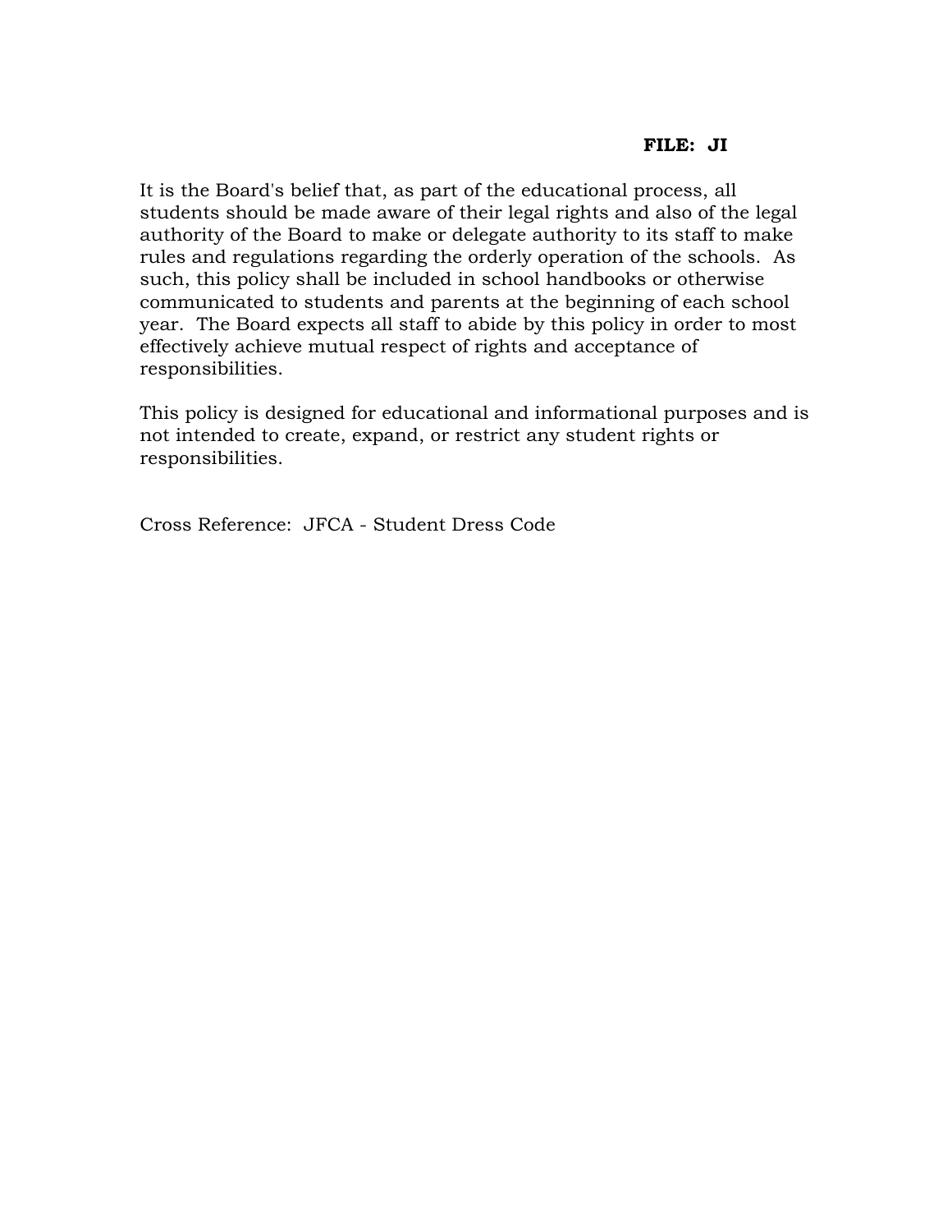**FILE: JI**

It is the Board's belief that, as part of the educational process, all students should be made aware of their legal rights and also of the legal authority of the Board to make or delegate authority to its staff to make rules and regulations regarding the orderly operation of the schools. As such, this policy shall be included in school handbooks or otherwise communicated to students and parents at the beginning of each school year. The Board expects all staff to abide by this policy in order to most effectively achieve mutual respect of rights and acceptance of responsibilities.

This policy is designed for educational and informational purposes and is not intended to create, expand, or restrict any student rights or responsibilities.

Cross Reference: JFCA - Student Dress Code